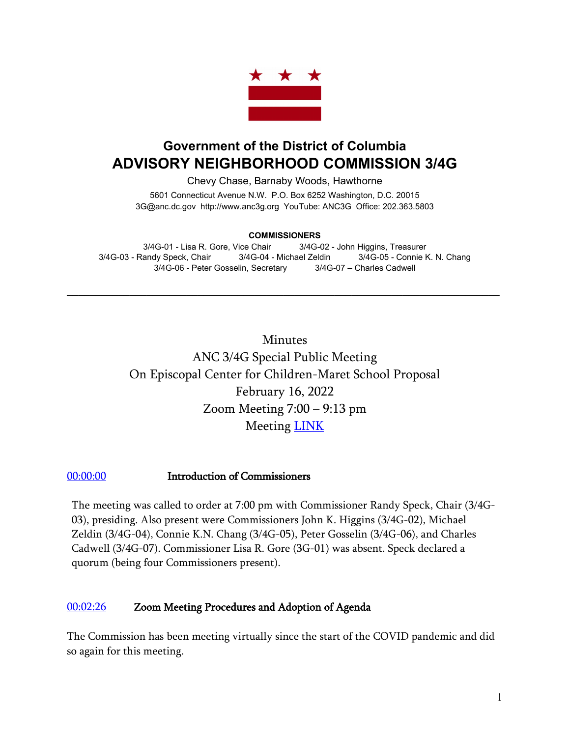## Government of the District of Columbia
# ADVISORY NEIGHBORHOOD COMMISSION 3/4G

Chevy Chase, Barnaby Woods, Hawthorne

5601 Connecticut Avenue N.W. P.O. Box 6252 Washington, D.C. 20015
3G@anc.dc.gov http://www.anc3g.org YouTube: ANC3G Office: 202.363.5803

**COMMISSIONERS**

3/4G-01 - Lisa R. Gore, Vice Chair 3/4G-02 - John Higgins, Treasurer
3/4G-03 - Randy Speck, Chair 3/4G-04 - Michael Zeldin 3/4G-05 - Connie K. N. Chang
3/4G-06 - Peter Gosselin, Secretary 3/4G-07 – Charles Cadwell

---

Minutes
ANC 3/4G Special Public Meeting
On Episcopal Center for Children-Maret School Proposal
February 16, 2022
Zoom Meeting 7:00 – 9:13 pm
Meeting [LINK]()

[00:00:00]() **Introduction of Commissioners**

The meeting was called to order at 7:00 pm with Commissioner Randy Speck, Chair (3/4G-03), presiding. Also present were Commissioners John K. Higgins (3/4G-02), Michael Zeldin (3/4G-04), Connie K.N. Chang (3/4G-05), Peter Gosselin (3/4G-06), and Charles Cadwell (3/4G-07). Commissioner Lisa R. Gore (3G-01) was absent. Speck declared a quorum (being four Commissioners present).

[00:02:26]() **Zoom Meeting Procedures and Adoption of Agenda**

The Commission has been meeting virtually since the start of the COVID pandemic and did so again for this meeting.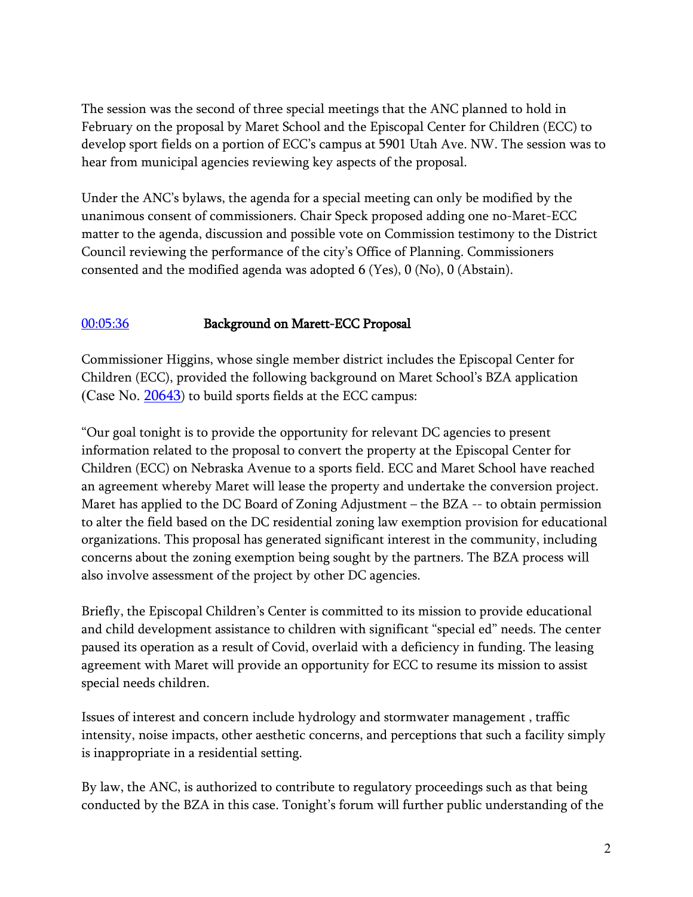The session was the second of three special meetings that the ANC planned to hold in February on the proposal by Maret School and the Episcopal Center for Children (ECC) to develop sport fields on a portion of ECC's campus at 5901 Utah Ave. NW. The session was to hear from municipal agencies reviewing key aspects of the proposal.

Under the ANC's bylaws, the agenda for a special meeting can only be modified by the unanimous consent of commissioners. Chair Speck proposed adding one no-Maret-ECC matter to the agenda, discussion and possible vote on Commission testimony to the District Council reviewing the performance of the city's Office of Planning. Commissioners consented and the modified agenda was adopted 6 (Yes), 0 (No), 0 (Abstain).

00:05:36 **Background on Marett-ECC Proposal**

Commissioner Higgins, whose single member district includes the Episcopal Center for Children (ECC), provided the following background on Maret School's BZA application (Case No. 20643) to build sports fields at the ECC campus:

"Our goal tonight is to provide the opportunity for relevant DC agencies to present information related to the proposal to convert the property at the Episcopal Center for Children (ECC) on Nebraska Avenue to a sports field. ECC and Maret School have reached an agreement whereby Maret will lease the property and undertake the conversion project. Maret has applied to the DC Board of Zoning Adjustment – the BZA -- to obtain permission to alter the field based on the DC residential zoning law exemption provision for educational organizations. This proposal has generated significant interest in the community, including concerns about the zoning exemption being sought by the partners. The BZA process will also involve assessment of the project by other DC agencies.

Briefly, the Episcopal Children's Center is committed to its mission to provide educational and child development assistance to children with significant "special ed" needs. The center paused its operation as a result of Covid, overlaid with a deficiency in funding. The leasing agreement with Maret will provide an opportunity for ECC to resume its mission to assist special needs children.

Issues of interest and concern include hydrology and stormwater management , traffic intensity, noise impacts, other aesthetic concerns, and perceptions that such a facility simply is inappropriate in a residential setting.

By law, the ANC, is authorized to contribute to regulatory proceedings such as that being conducted by the BZA in this case. Tonight's forum will further public understanding of the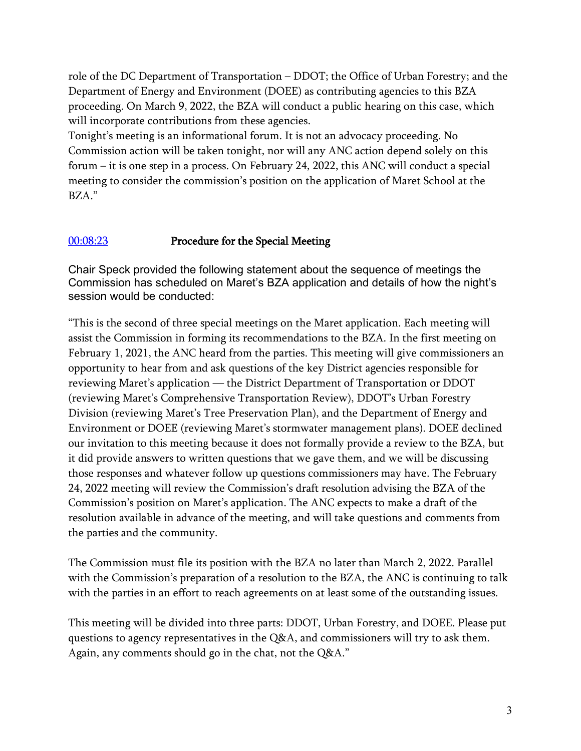role of the DC Department of Transportation – DDOT; the Office of Urban Forestry; and the Department of Energy and Environment (DOEE) as contributing agencies to this BZA proceeding. On March 9, 2022, the BZA will conduct a public hearing on this case, which will incorporate contributions from these agencies.
Tonight's meeting is an informational forum. It is not an advocacy proceeding. No Commission action will be taken tonight, nor will any ANC action depend solely on this forum – it is one step in a process. On February 24, 2022, this ANC will conduct a special meeting to consider the commission's position on the application of Maret School at the BZA."

### 00:08:23 **Procedure for the Special Meeting**

Chair Speck provided the following statement about the sequence of meetings the Commission has scheduled on Maret's BZA application and details of how the night's session would be conducted:

"This is the second of three special meetings on the Maret application. Each meeting will assist the Commission in forming its recommendations to the BZA. In the first meeting on February 1, 2021, the ANC heard from the parties. This meeting will give commissioners an opportunity to hear from and ask questions of the key District agencies responsible for reviewing Maret's application — the District Department of Transportation or DDOT (reviewing Maret's Comprehensive Transportation Review), DDOT's Urban Forestry Division (reviewing Maret's Tree Preservation Plan), and the Department of Energy and Environment or DOEE (reviewing Maret's stormwater management plans). DOEE declined our invitation to this meeting because it does not formally provide a review to the BZA, but it did provide answers to written questions that we gave them, and we will be discussing those responses and whatever follow up questions commissioners may have. The February 24, 2022 meeting will review the Commission's draft resolution advising the BZA of the Commission's position on Maret's application. The ANC expects to make a draft of the resolution available in advance of the meeting, and will take questions and comments from the parties and the community.

The Commission must file its position with the BZA no later than March 2, 2022. Parallel with the Commission's preparation of a resolution to the BZA, the ANC is continuing to talk with the parties in an effort to reach agreements on at least some of the outstanding issues.

This meeting will be divided into three parts: DDOT, Urban Forestry, and DOEE. Please put questions to agency representatives in the Q&A, and commissioners will try to ask them. Again, any comments should go in the chat, not the Q&A."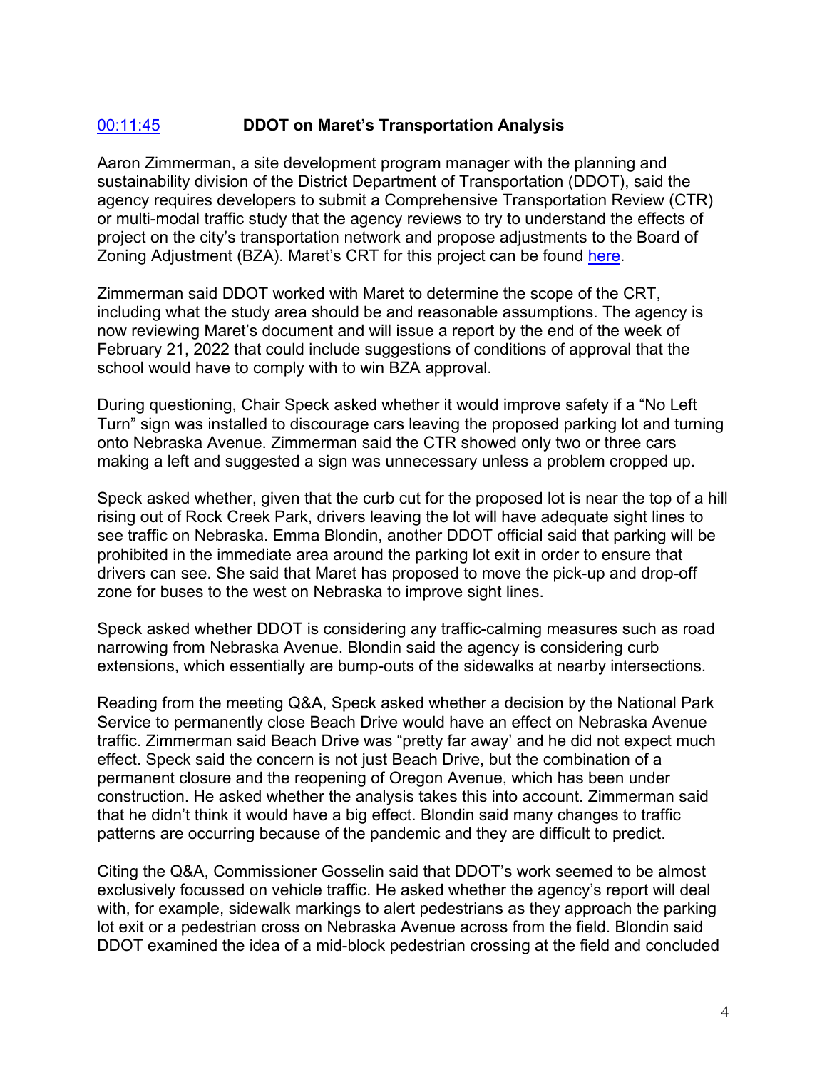## [00:11:45](#) **DDOT on Maret's Transportation Analysis**

Aaron Zimmerman, a site development program manager with the planning and sustainability division of the District Department of Transportation (DDOT), said the agency requires developers to submit a Comprehensive Transportation Review (CTR) or multi-modal traffic study that the agency reviews to try to understand the effects of project on the city's transportation network and propose adjustments to the Board of Zoning Adjustment (BZA). Maret's CRT for this project can be found [here](#).

Zimmerman said DDOT worked with Maret to determine the scope of the CRT, including what the study area should be and reasonable assumptions. The agency is now reviewing Maret's document and will issue a report by the end of the week of February 21, 2022 that could include suggestions of conditions of approval that the school would have to comply with to win BZA approval.

During questioning, Chair Speck asked whether it would improve safety if a "No Left Turn" sign was installed to discourage cars leaving the proposed parking lot and turning onto Nebraska Avenue. Zimmerman said the CTR showed only two or three cars making a left and suggested a sign was unnecessary unless a problem cropped up.

Speck asked whether, given that the curb cut for the proposed lot is near the top of a hill rising out of Rock Creek Park, drivers leaving the lot will have adequate sight lines to see traffic on Nebraska. Emma Blondin, another DDOT official said that parking will be prohibited in the immediate area around the parking lot exit in order to ensure that drivers can see. She said that Maret has proposed to move the pick-up and drop-off zone for buses to the west on Nebraska to improve sight lines.

Speck asked whether DDOT is considering any traffic-calming measures such as road narrowing from Nebraska Avenue. Blondin said the agency is considering curb extensions, which essentially are bump-outs of the sidewalks at nearby intersections.

Reading from the meeting Q&A, Speck asked whether a decision by the National Park Service to permanently close Beach Drive would have an effect on Nebraska Avenue traffic. Zimmerman said Beach Drive was "pretty far away' and he did not expect much effect. Speck said the concern is not just Beach Drive, but the combination of a permanent closure and the reopening of Oregon Avenue, which has been under construction. He asked whether the analysis takes this into account. Zimmerman said that he didn't think it would have a big effect. Blondin said many changes to traffic patterns are occurring because of the pandemic and they are difficult to predict.

Citing the Q&A, Commissioner Gosselin said that DDOT's work seemed to be almost exclusively focussed on vehicle traffic. He asked whether the agency's report will deal with, for example, sidewalk markings to alert pedestrians as they approach the parking lot exit or a pedestrian cross on Nebraska Avenue across from the field. Blondin said DDOT examined the idea of a mid-block pedestrian crossing at the field and concluded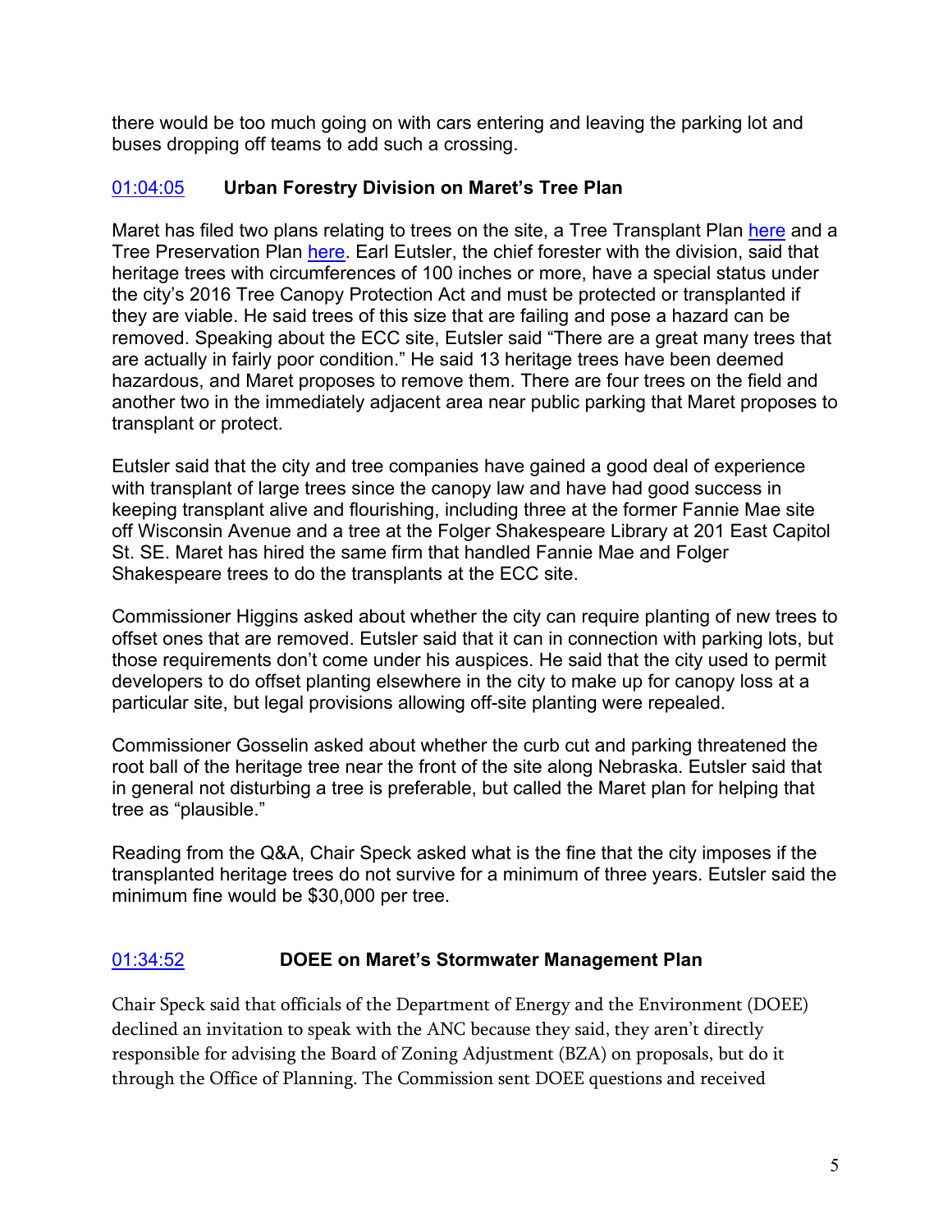there would be too much going on with cars entering and leaving the parking lot and buses dropping off teams to add such a crossing.

### 01:04:05 Urban Forestry Division on Maret's Tree Plan

Maret has filed two plans relating to trees on the site, a Tree Transplant Plan here and a Tree Preservation Plan here. Earl Eutsler, the chief forester with the division, said that heritage trees with circumferences of 100 inches or more, have a special status under the city's 2016 Tree Canopy Protection Act and must be protected or transplanted if they are viable. He said trees of this size that are failing and pose a hazard can be removed. Speaking about the ECC site, Eutsler said "There are a great many trees that are actually in fairly poor condition." He said 13 heritage trees have been deemed hazardous, and Maret proposes to remove them. There are four trees on the field and another two in the immediately adjacent area near public parking that Maret proposes to transplant or protect.

Eutsler said that the city and tree companies have gained a good deal of experience with transplant of large trees since the canopy law and have had good success in keeping transplant alive and flourishing, including three at the former Fannie Mae site off Wisconsin Avenue and a tree at the Folger Shakespeare Library at 201 East Capitol St. SE. Maret has hired the same firm that handled Fannie Mae and Folger Shakespeare trees to do the transplants at the ECC site.

Commissioner Higgins asked about whether the city can require planting of new trees to offset ones that are removed. Eutsler said that it can in connection with parking lots, but those requirements don't come under his auspices. He said that the city used to permit developers to do offset planting elsewhere in the city to make up for canopy loss at a particular site, but legal provisions allowing off-site planting were repealed.

Commissioner Gosselin asked about whether the curb cut and parking threatened the root ball of the heritage tree near the front of the site along Nebraska. Eutsler said that in general not disturbing a tree is preferable, but called the Maret plan for helping that tree as "plausible."

Reading from the Q&A, Chair Speck asked what is the fine that the city imposes if the transplanted heritage trees do not survive for a minimum of three years. Eutsler said the minimum fine would be $30,000 per tree.

### 01:34:52 DOEE on Maret's Stormwater Management Plan

Chair Speck said that officials of the Department of Energy and the Environment (DOEE) declined an invitation to speak with the ANC because they said, they aren't directly responsible for advising the Board of Zoning Adjustment (BZA) on proposals, but do it through the Office of Planning. The Commission sent DOEE questions and received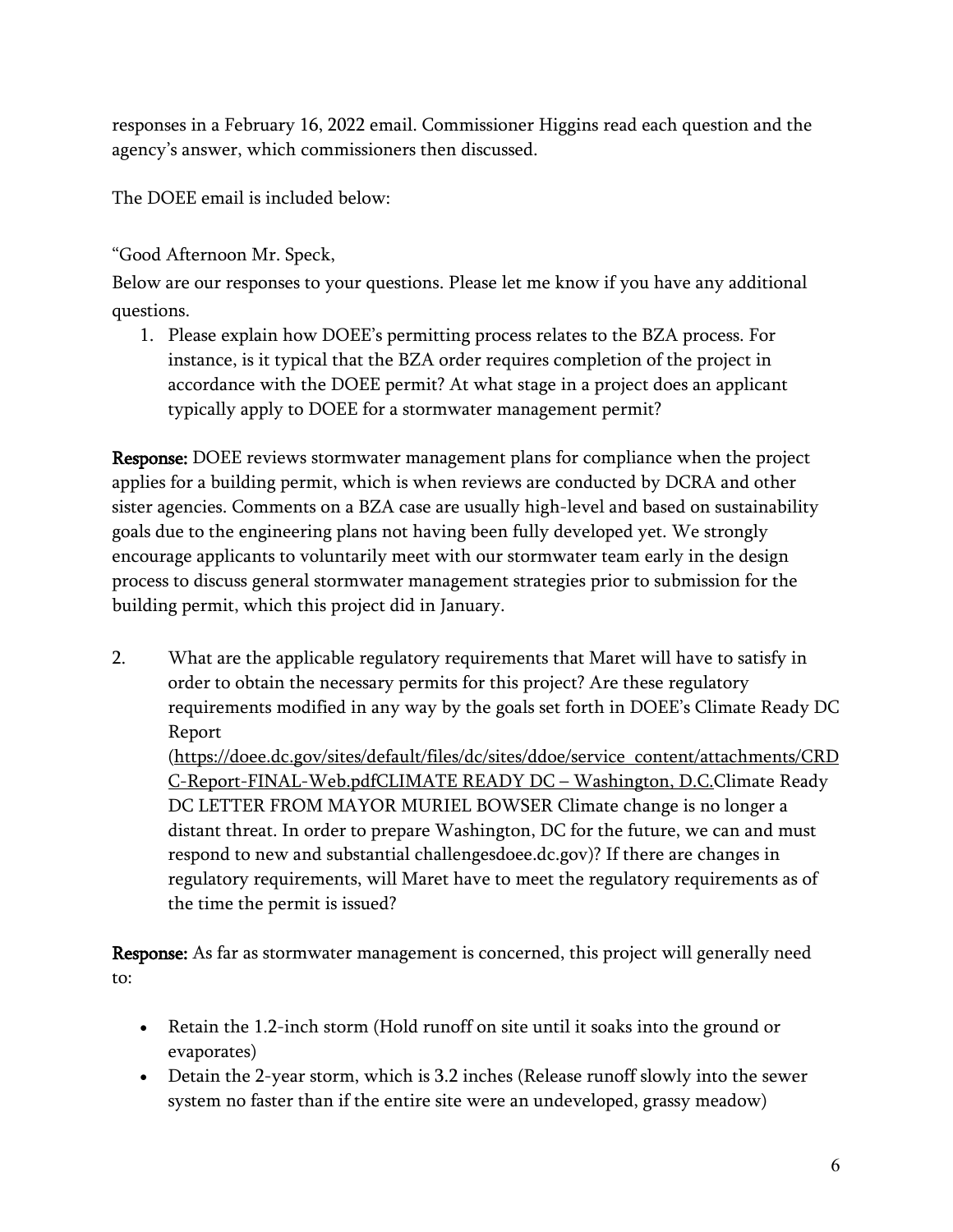responses in a February 16, 2022 email. Commissioner Higgins read each question and the agency's answer, which commissioners then discussed.

The DOEE email is included below:

"Good Afternoon Mr. Speck,

Below are our responses to your questions. Please let me know if you have any additional questions.

1. Please explain how DOEE's permitting process relates to the BZA process. For instance, is it typical that the BZA order requires completion of the project in accordance with the DOEE permit? At what stage in a project does an applicant typically apply to DOEE for a stormwater management permit?

**Response:** DOEE reviews stormwater management plans for compliance when the project applies for a building permit, which is when reviews are conducted by DCRA and other sister agencies. Comments on a BZA case are usually high-level and based on sustainability goals due to the engineering plans not having been fully developed yet. We strongly encourage applicants to voluntarily meet with our stormwater team early in the design process to discuss general stormwater management strategies prior to submission for the building permit, which this project did in January.

2. What are the applicable regulatory requirements that Maret will have to satisfy in order to obtain the necessary permits for this project? Are these regulatory requirements modified in any way by the goals set forth in DOEE's Climate Ready DC Report (https://doee.dc.gov/sites/default/files/dc/sites/ddoe/service_content/attachments/CRDC-Report-FINAL-Web.pdfCLIMATE READY DC – Washington, D.C.Climate Ready DC LETTER FROM MAYOR MURIEL BOWSER Climate change is no longer a distant threat. In order to prepare Washington, DC for the future, we can and must respond to new and substantial challengesdoee.dc.gov)? If there are changes in regulatory requirements, will Maret have to meet the regulatory requirements as of the time the permit is issued?

**Response:** As far as stormwater management is concerned, this project will generally need to:

- Retain the 1.2-inch storm (Hold runoff on site until it soaks into the ground or evaporates)
- Detain the 2-year storm, which is 3.2 inches (Release runoff slowly into the sewer system no faster than if the entire site were an undeveloped, grassy meadow)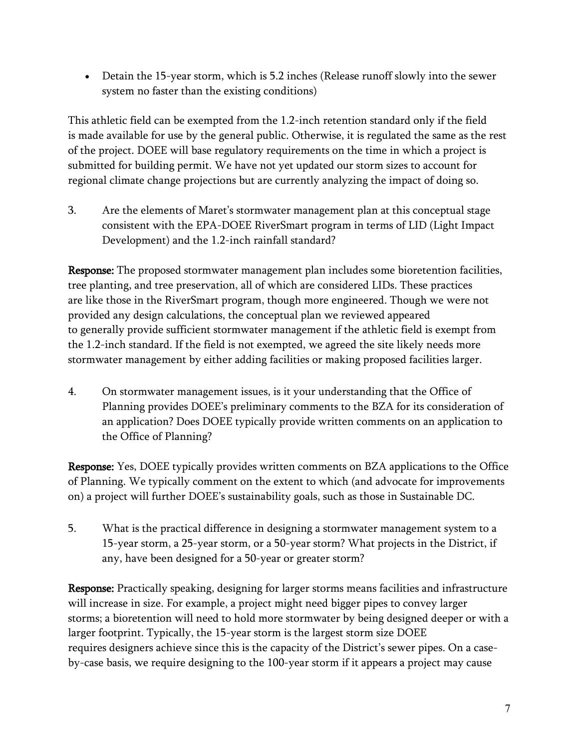- Detain the 15-year storm, which is 5.2 inches (Release runoff slowly into the sewer system no faster than the existing conditions)

This athletic field can be exempted from the 1.2-inch retention standard only if the field is made available for use by the general public. Otherwise, it is regulated the same as the rest of the project. DOEE will base regulatory requirements on the time in which a project is submitted for building permit. We have not yet updated our storm sizes to account for regional climate change projections but are currently analyzing the impact of doing so.

3. Are the elements of Maret's stormwater management plan at this conceptual stage consistent with the EPA-DOEE RiverSmart program in terms of LID (Light Impact Development) and the 1.2-inch rainfall standard?

**Response:** The proposed stormwater management plan includes some bioretention facilities, tree planting, and tree preservation, all of which are considered LIDs. These practices are like those in the RiverSmart program, though more engineered. Though we were not provided any design calculations, the conceptual plan we reviewed appeared to generally provide sufficient stormwater management if the athletic field is exempt from the 1.2-inch standard. If the field is not exempted, we agreed the site likely needs more stormwater management by either adding facilities or making proposed facilities larger.

4. On stormwater management issues, is it your understanding that the Office of Planning provides DOEE's preliminary comments to the BZA for its consideration of an application? Does DOEE typically provide written comments on an application to the Office of Planning?

**Response:** Yes, DOEE typically provides written comments on BZA applications to the Office of Planning. We typically comment on the extent to which (and advocate for improvements on) a project will further DOEE's sustainability goals, such as those in Sustainable DC.

5. What is the practical difference in designing a stormwater management system to a 15-year storm, a 25-year storm, or a 50-year storm? What projects in the District, if any, have been designed for a 50-year or greater storm?

**Response:** Practically speaking, designing for larger storms means facilities and infrastructure will increase in size. For example, a project might need bigger pipes to convey larger storms; a bioretention will need to hold more stormwater by being designed deeper or with a larger footprint. Typically, the 15-year storm is the largest storm size DOEE requires designers achieve since this is the capacity of the District's sewer pipes. On a case-by-case basis, we require designing to the 100-year storm if it appears a project may cause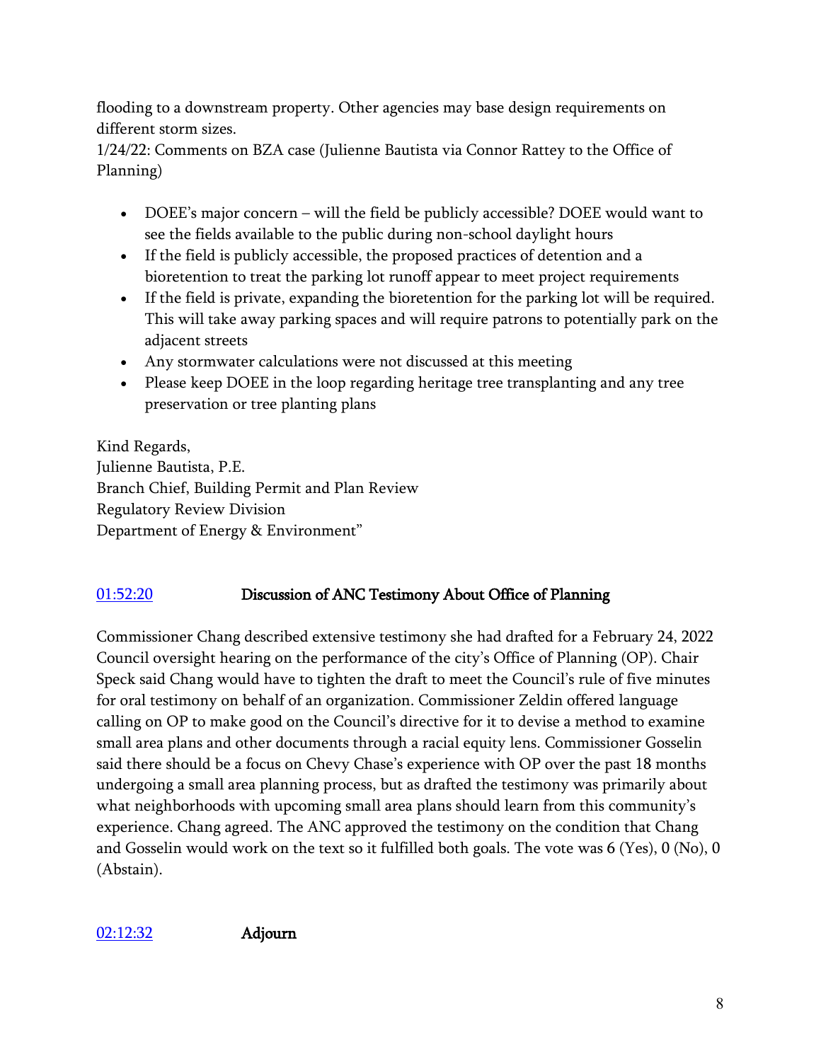flooding to a downstream property. Other agencies may base design requirements on different storm sizes.

1/24/22: Comments on BZA case (Julienne Bautista via Connor Rattey to the Office of Planning)

- DOEE's major concern – will the field be publicly accessible? DOEE would want to see the fields available to the public during non-school daylight hours
- If the field is publicly accessible, the proposed practices of detention and a bioretention to treat the parking lot runoff appear to meet project requirements
- If the field is private, expanding the bioretention for the parking lot will be required. This will take away parking spaces and will require patrons to potentially park on the adjacent streets
- Any stormwater calculations were not discussed at this meeting
- Please keep DOEE in the loop regarding heritage tree transplanting and any tree preservation or tree planting plans

Kind Regards,
Julienne Bautista, P.E.
Branch Chief, Building Permit and Plan Review
Regulatory Review Division
Department of Energy & Environment"

## 01:52:20 **Discussion of ANC Testimony About Office of Planning**

Commissioner Chang described extensive testimony she had drafted for a February 24, 2022 Council oversight hearing on the performance of the city's Office of Planning (OP). Chair Speck said Chang would have to tighten the draft to meet the Council's rule of five minutes for oral testimony on behalf of an organization. Commissioner Zeldin offered language calling on OP to make good on the Council's directive for it to devise a method to examine small area plans and other documents through a racial equity lens. Commissioner Gosselin said there should be a focus on Chevy Chase's experience with OP over the past 18 months undergoing a small area planning process, but as drafted the testimony was primarily about what neighborhoods with upcoming small area plans should learn from this community's experience. Chang agreed. The ANC approved the testimony on the condition that Chang and Gosselin would work on the text so it fulfilled both goals. The vote was 6 (Yes), 0 (No), 0 (Abstain).

## 02:12:32 **Adjourn**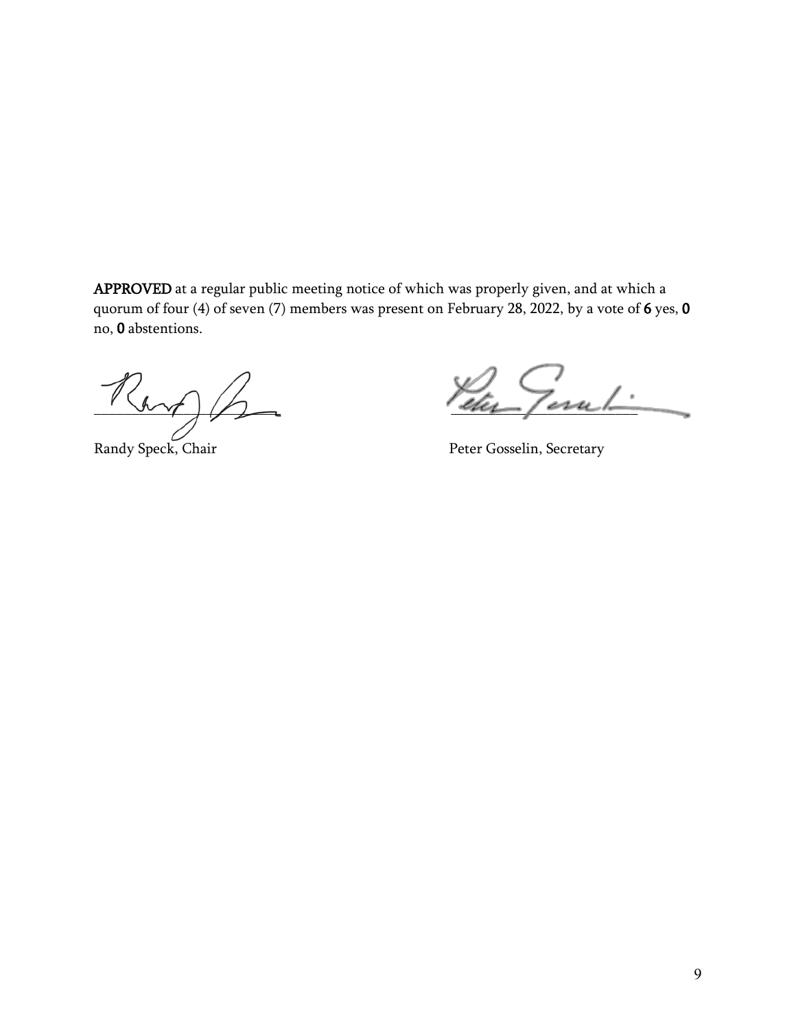**APPROVED** at a regular public meeting notice of which was properly given, and at which a quorum of four (4) of seven (7) members was present on February 28, 2022, by a vote of **6** yes, **0** no, **0** abstentions.

Randy Speck, Chair

Peter Gosselin, Secretary